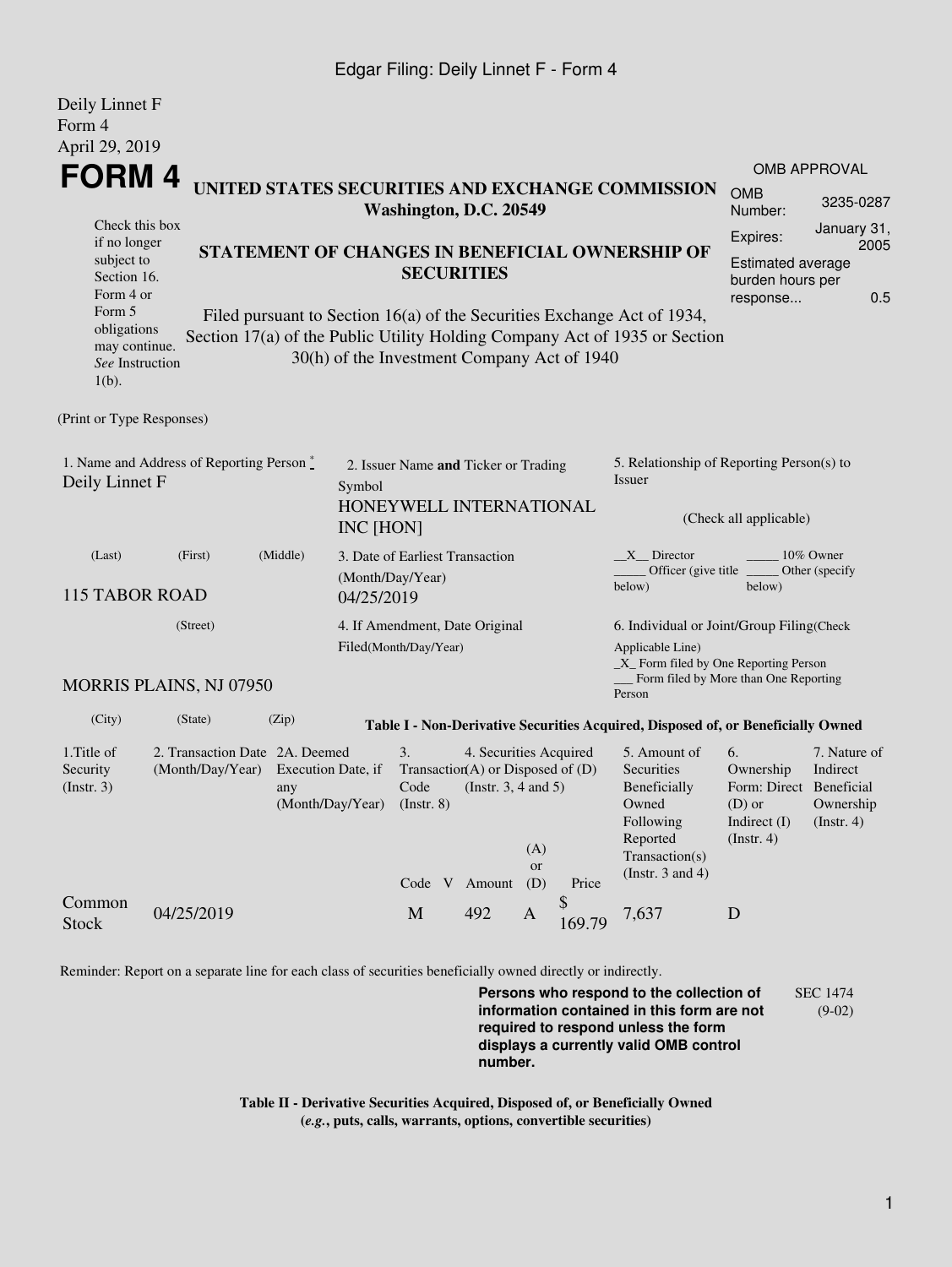Deily Linnet F
Form 4
April 29, 2019

# FORM 4

**UNITED STATES SECURITIES AND EXCHANGE COMMISSION**
**Washington, D.C. 20549**

Check this box if no longer subject to Section 16. Form 4 or Form 5 obligations may continue. *See* Instruction 1(b).

**STATEMENT OF CHANGES IN BENEFICIAL OWNERSHIP OF SECURITIES**

Filed pursuant to Section 16(a) of the Securities Exchange Act of 1934, Section 17(a) of the Public Utility Holding Company Act of 1935 or Section 30(h) of the Investment Company Act of 1940

| OMB APPROVAL | |
|---|---|
| OMB Number: | 3235-0287 |
| Expires: | January 31, 2005 |
| Estimated average burden hours per response... | 0.5 |

(Print or Type Responses)

| 1. Name and Address of Reporting Person * | 2. Issuer Name **and** Ticker or Trading Symbol | 5. Relationship of Reporting Person(s) to Issuer |
|---|---|---|
| Deily Linnet F | HONEYWELL INTERNATIONAL INC [HON] | (Check all applicable) |
| (Last) (First) (Middle) | 3. Date of Earliest Transaction (Month/Day/Year) | _X_ Director _____ 10% Owner _____ Officer (give title below) _____ Other (specify below) |
| 115 TABOR ROAD | 04/25/2019 | |
| (Street) | 4. If Amendment, Date Original Filed(Month/Day/Year) | 6. Individual or Joint/Group Filing(Check Applicable Line) _X_ Form filed by One Reporting Person ___ Form filed by More than One Reporting Person |
| MORRIS PLAINS, NJ 07950 | | |
| (City) (State) (Zip) | | |

**Table I - Non-Derivative Securities Acquired, Disposed of, or Beneficially Owned**

| 1.Title of Security (Instr. 3) | 2. Transaction Date (Month/Day/Year) | 2A. Deemed Execution Date, if any (Month/Day/Year) | 3. Transaction Code (Instr. 8) | | 4. Securities Acquired (A) or Disposed of (D) (Instr. 3, 4 and 5) | | | 5. Amount of Securities Beneficially Owned Following Reported Transaction(s) (Instr. 3 and 4) | 6. Ownership Form: Direct (D) or Indirect (I) (Instr. 4) | 7. Nature of Indirect Beneficial Ownership (Instr. 4) |
|---|---|---|---|---|---|---|---|---|---|---|
| | | | Code | V | Amount | (A) or (D) | Price | | | |
| Common Stock | 04/25/2019 | | M | | 492 | A | $ 169.79 | 7,637 | D | |

Reminder: Report on a separate line for each class of securities beneficially owned directly or indirectly.

**Persons who respond to the collection of information contained in this form are not required to respond unless the form displays a currently valid OMB control number.**

SEC 1474 (9-02)

**Table II - Derivative Securities Acquired, Disposed of, or Beneficially Owned**
**(*e.g.*, puts, calls, warrants, options, convertible securities)**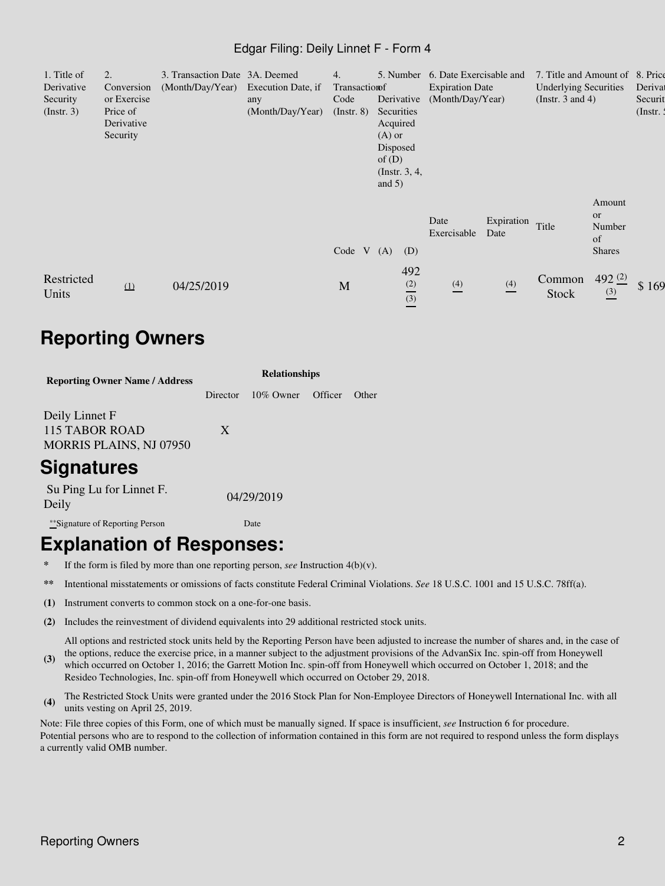| 1. Title of Derivative Security (Instr. 3) | 2. Conversion or Exercise Price of Derivative Security | 3. Transaction Date (Month/Day/Year) | 3A. Deemed Execution Date, if any (Month/Day/Year) | 4. Transaction Code (Instr. 8) | | 5. Number of Derivative Securities Acquired (A) or Disposed of (D) (Instr. 3, 4, and 5) | | 6. Date Exercisable and Expiration Date (Month/Day/Year) | | 7. Title and Amount of Underlying Securities (Instr. 3 and 4) | | 8. Price of Derivative Security (Instr. 5) |
|---|---|---|---|---|---|---|---|---|---|---|---|---|
| | | | | Code | V | (A) | (D) | Date Exercisable | Expiration Date | Title | Amount or Number of Shares | |
| Restricted Units | (1) | 04/25/2019 | | M | | | 492 (2) (3) | (4) | (4) | Common Stock | 492 (2) (3) | $ 169 |

## Reporting Owners

| Reporting Owner Name / Address | Relationships | | | |
|---|---|---|---|---|
| | Director | 10% Owner | Officer | Other |
| Deily Linnet F<br>115 TABOR ROAD<br>MORRIS PLAINS, NJ 07950 | X | | | |

## Signatures

| | |
|---|---|
| Su Ping Lu for Linnet F. Deily | 04/29/2019 |
| **Signature of Reporting Person | Date |

## Explanation of Responses:

- \* If the form is filed by more than one reporting person, *see* Instruction 4(b)(v).
- ** Intentional misstatements or omissions of facts constitute Federal Criminal Violations. *See* 18 U.S.C. 1001 and 15 U.S.C. 78ff(a).
- (1) Instrument converts to common stock on a one-for-one basis.
- (2) Includes the reinvestment of dividend equivalents into 29 additional restricted stock units.
- (3) All options and restricted stock units held by the Reporting Person have been adjusted to increase the number of shares and, in the case of the options, reduce the exercise price, in a manner subject to the adjustment provisions of the AdvanSix Inc. spin-off from Honeywell which occurred on October 1, 2016; the Garrett Motion Inc. spin-off from Honeywell which occurred on October 1, 2018; and the Resideo Technologies, Inc. spin-off from Honeywell which occurred on October 29, 2018.
- (4) The Restricted Stock Units were granted under the 2016 Stock Plan for Non-Employee Directors of Honeywell International Inc. with all units vesting on April 25, 2019.

Note: File three copies of this Form, one of which must be manually signed. If space is insufficient, *see* Instruction 6 for procedure.
Potential persons who are to respond to the collection of information contained in this form are not required to respond unless the form displays a currently valid OMB number.